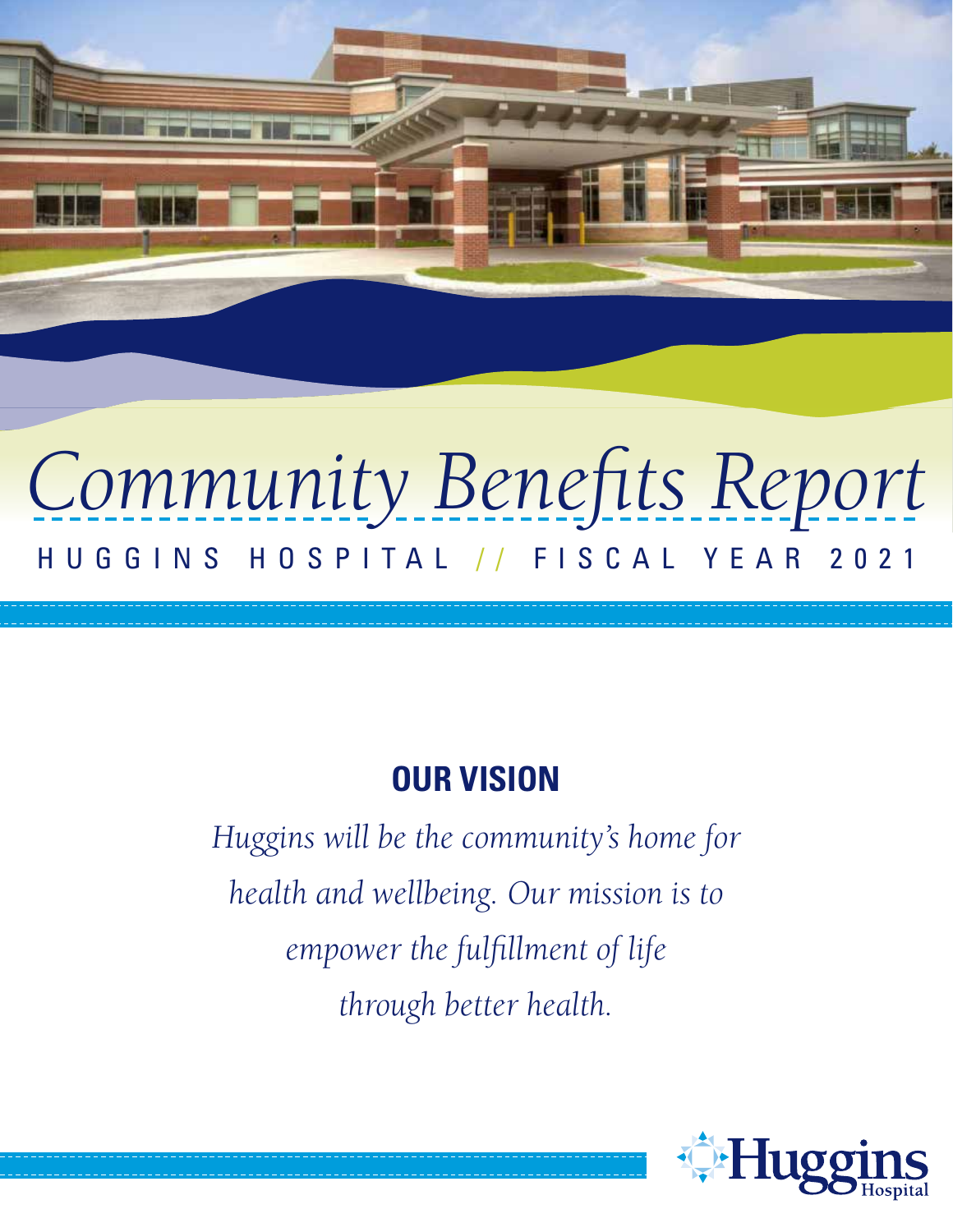# *Community Benefits Report*

HUGGINS HOSPITAL // FISCAL YEAR 2021

## OUR VISION

*Huggins will be the community's home for health and wellbeing. Our mission is to empower the fulfillment of life through better health.*

Huggins Hospital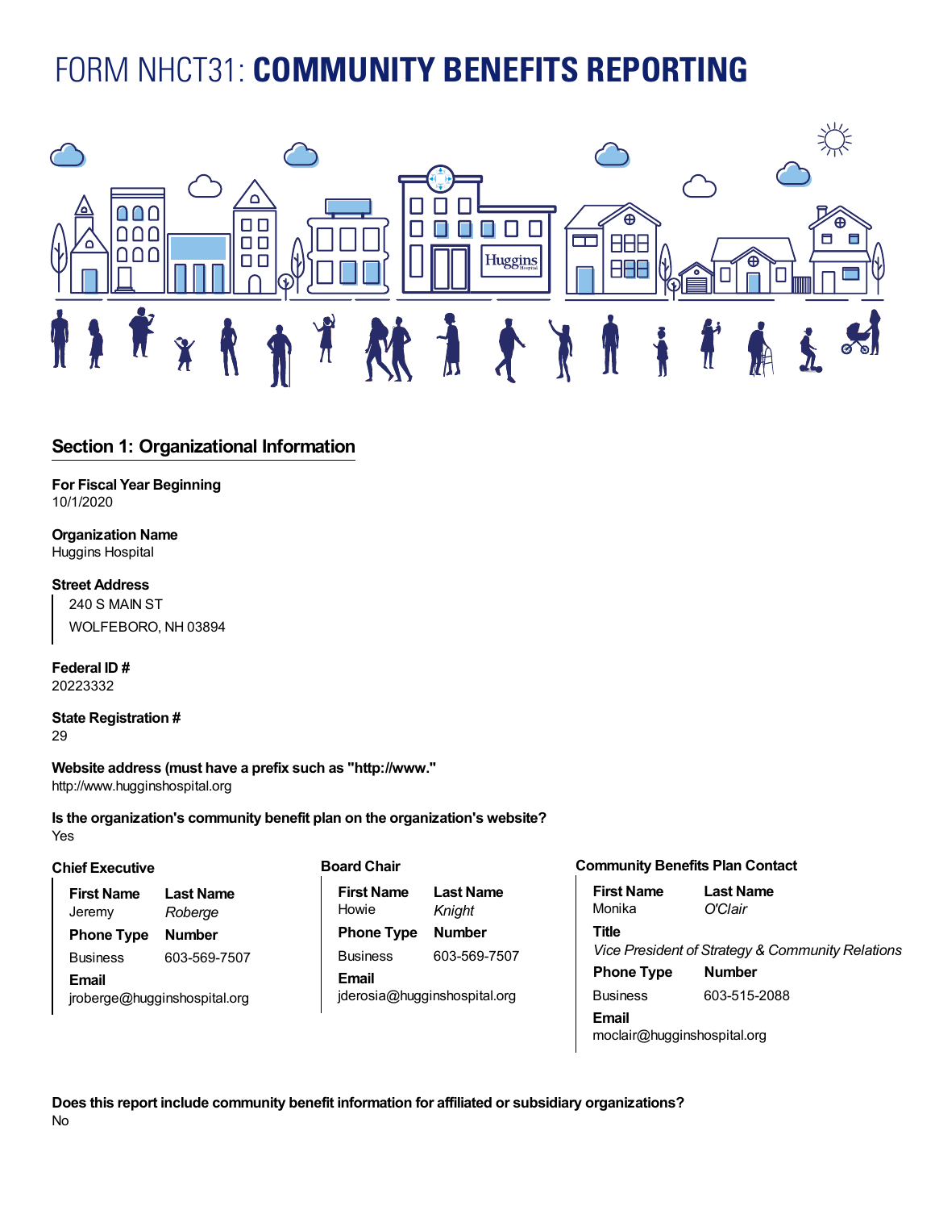# FORM NHCT31: **COMMUNITY BENEFITS REPORTING**

## Section 1: Organizational Information

**For Fiscal Year Beginning**
10/1/2020

**Organization Name**
Huggins Hospital

**Street Address**
240 S MAIN ST
WOLFEBORO, NH 03894

**Federal ID #**
20223332

**State Registration #**
29

**Website address (must have a prefix such as "http://www."**
http://www.hugginshospital.org

**Is the organization's community benefit plan on the organization's website?**
Yes

### Chief Executive

| First Name | Last Name |
|---|---|
| Jeremy | *Roberge* |

| Phone Type | Number |
|---|---|
| Business | 603-569-7507 |

**Email**
jroberge@hugginshospital.org

### Board Chair

| First Name | Last Name |
|---|---|
| Howie | *Knight* |

| Phone Type | Number |
|---|---|
| Business | 603-569-7507 |

**Email**
jderosia@hugginshospital.org

### Community Benefits Plan Contact

| First Name | Last Name |
|---|---|
| Monika | *O'Clair* |

**Title**
*Vice President of Strategy & Community Relations*

| Phone Type | Number |
|---|---|
| Business | 603-515-2088 |

**Email**
moclair@hugginshospital.org

**Does this report include community benefit information for affiliated or subsidiary organizations?**
No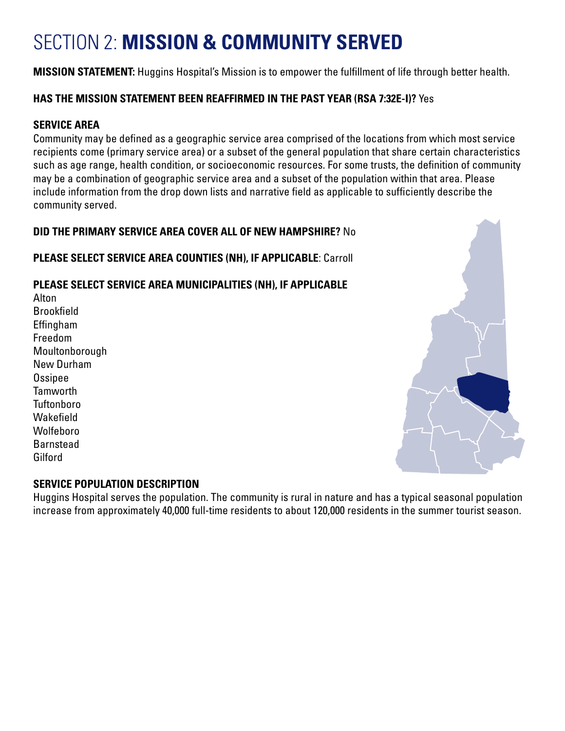# SECTION 2: **MISSION & COMMUNITY SERVED**

**MISSION STATEMENT:** Huggins Hospital's Mission is to empower the fulfillment of life through better health.

**HAS THE MISSION STATEMENT BEEN REAFFIRMED IN THE PAST YEAR (RSA 7:32E-I)?** Yes

**SERVICE AREA**

Community may be defined as a geographic service area comprised of the locations from which most service recipients come (primary service area) or a subset of the general population that share certain characteristics such as age range, health condition, or socioeconomic resources. For some trusts, the definition of community may be a combination of geographic service area and a subset of the population within that area. Please include information from the drop down lists and narrative field as applicable to sufficiently describe the community served.

**DID THE PRIMARY SERVICE AREA COVER ALL OF NEW HAMPSHIRE?** No

**PLEASE SELECT SERVICE AREA COUNTIES (NH), IF APPLICABLE**: Carroll

**PLEASE SELECT SERVICE AREA MUNICIPALITIES (NH), IF APPLICABLE**

Alton
Brookfield
Effingham
Freedom
Moultonborough
New Durham
Ossipee
Tamworth
Tuftonboro
Wakefield
Wolfeboro
Barnstead
Gilford

**SERVICE POPULATION DESCRIPTION**

Huggins Hospital serves the population. The community is rural in nature and has a typical seasonal population increase from approximately 40,000 full-time residents to about 120,000 residents in the summer tourist season.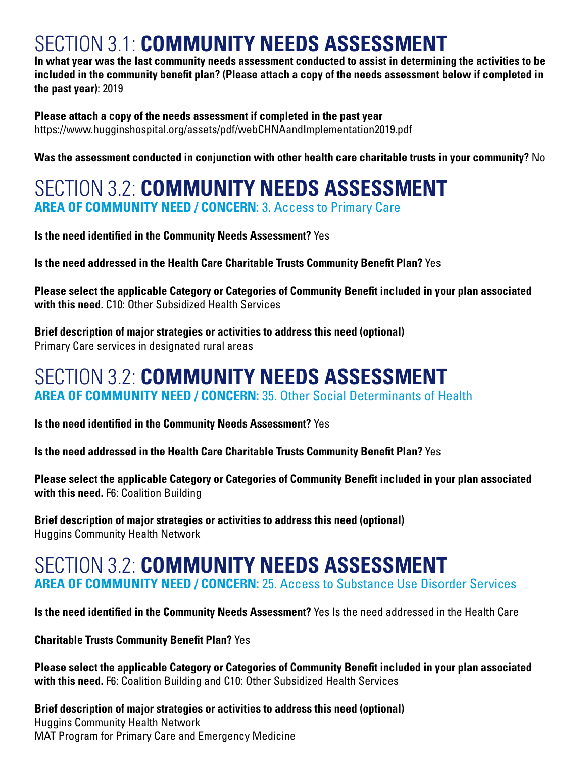# SECTION 3.1: **COMMUNITY NEEDS ASSESSMENT**

**In what year was the last community needs assessment conducted to assist in determining the activities to be included in the community benefit plan? (Please attach a copy of the needs assessment below if completed in the past year)**: 2019

**Please attach a copy of the needs assessment if completed in the past year**
https://www.hugginshospital.org/assets/pdf/webCHNAandImplementation2019.pdf

**Was the assessment conducted in conjunction with other health care charitable trusts in your community?** No

# SECTION 3.2: **COMMUNITY NEEDS ASSESSMENT**

**AREA OF COMMUNITY NEED / CONCERN**: 3. Access to Primary Care

**Is the need identified in the Community Needs Assessment?** Yes

**Is the need addressed in the Health Care Charitable Trusts Community Benefit Plan?** Yes

**Please select the applicable Category or Categories of Community Benefit included in your plan associated with this need.** C10: Other Subsidized Health Services

**Brief description of major strategies or activities to address this need (optional)**
Primary Care services in designated rural areas

# SECTION 3.2: **COMMUNITY NEEDS ASSESSMENT**

**AREA OF COMMUNITY NEED / CONCERN:** 35. Other Social Determinants of Health

**Is the need identified in the Community Needs Assessment?** Yes

**Is the need addressed in the Health Care Charitable Trusts Community Benefit Plan?** Yes

**Please select the applicable Category or Categories of Community Benefit included in your plan associated with this need.** F6: Coalition Building

**Brief description of major strategies or activities to address this need (optional)**
Huggins Community Health Network

# SECTION 3.2: **COMMUNITY NEEDS ASSESSMENT**

**AREA OF COMMUNITY NEED / CONCERN:** 25. Access to Substance Use Disorder Services

**Is the need identified in the Community Needs Assessment?** Yes Is the need addressed in the Health Care

**Charitable Trusts Community Benefit Plan?** Yes

**Please select the applicable Category or Categories of Community Benefit included in your plan associated with this need.** F6: Coalition Building and C10: Other Subsidized Health Services

**Brief description of major strategies or activities to address this need (optional)**
Huggins Community Health Network
MAT Program for Primary Care and Emergency Medicine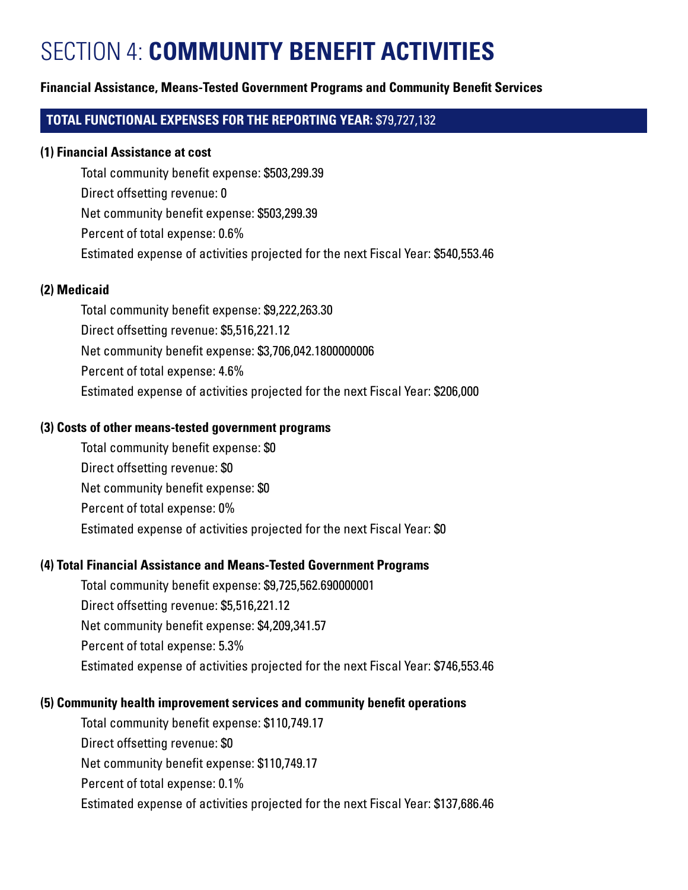# SECTION 4: **COMMUNITY BENEFIT ACTIVITIES**

**Financial Assistance, Means-Tested Government Programs and Community Benefit Services**

**TOTAL FUNCTIONAL EXPENSES FOR THE REPORTING YEAR:** $79,727,132

**(1) Financial Assistance at cost**

Total community benefit expense: $503,299.39

Direct offsetting revenue: 0

Net community benefit expense: $503,299.39

Percent of total expense: 0.6%

Estimated expense of activities projected for the next Fiscal Year: $540,553.46

**(2) Medicaid**

Total community benefit expense: $9,222,263.30

Direct offsetting revenue: $5,516,221.12

Net community benefit expense: $3,706,042.1800000006

Percent of total expense: 4.6%

Estimated expense of activities projected for the next Fiscal Year: $206,000

**(3) Costs of other means-tested government programs**

Total community benefit expense: $0

Direct offsetting revenue: $0

Net community benefit expense: $0

Percent of total expense: 0%

Estimated expense of activities projected for the next Fiscal Year: $0

**(4) Total Financial Assistance and Means-Tested Government Programs**

Total community benefit expense: $9,725,562.690000001

Direct offsetting revenue: $5,516,221.12

Net community benefit expense: $4,209,341.57

Percent of total expense: 5.3%

Estimated expense of activities projected for the next Fiscal Year: $746,553.46

**(5) Community health improvement services and community benefit operations**

Total community benefit expense: $110,749.17

Direct offsetting revenue: $0

Net community benefit expense: $110,749.17

Percent of total expense: 0.1%

Estimated expense of activities projected for the next Fiscal Year: $137,686.46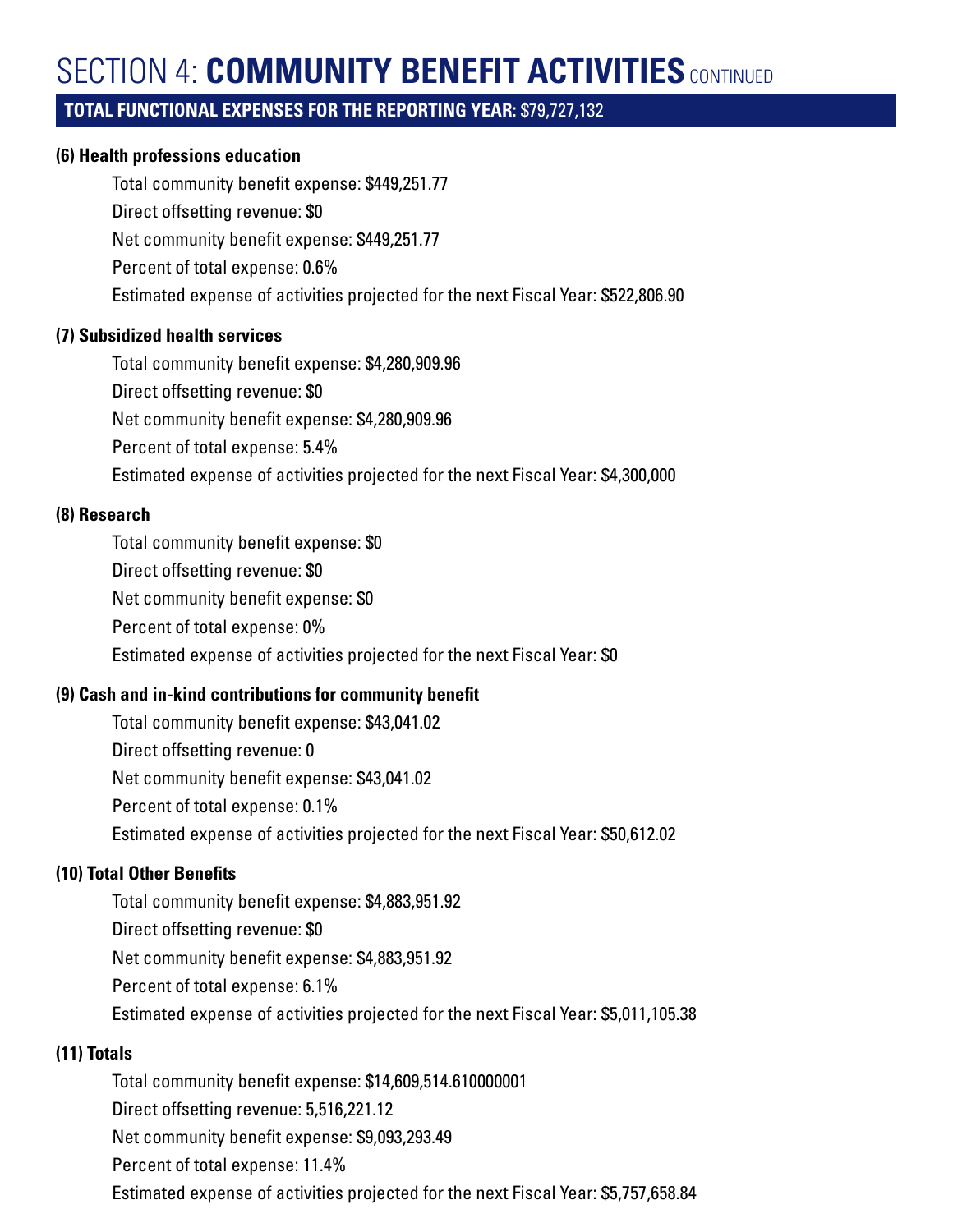# SECTION 4: **COMMUNITY BENEFIT ACTIVITIES** CONTINUED

**TOTAL FUNCTIONAL EXPENSES FOR THE REPORTING YEAR:** $79,727,132

### (6) Health professions education

Total community benefit expense: $449,251.77

Direct offsetting revenue: $0

Net community benefit expense: $449,251.77

Percent of total expense: 0.6%

Estimated expense of activities projected for the next Fiscal Year: $522,806.90

### (7) Subsidized health services

Total community benefit expense: $4,280,909.96

Direct offsetting revenue: $0

Net community benefit expense: $4,280,909.96

Percent of total expense: 5.4%

Estimated expense of activities projected for the next Fiscal Year: $4,300,000

### (8) Research

Total community benefit expense: $0

Direct offsetting revenue: $0

Net community benefit expense: $0

Percent of total expense: 0%

Estimated expense of activities projected for the next Fiscal Year: $0

### (9) Cash and in-kind contributions for community benefit

Total community benefit expense: $43,041.02

Direct offsetting revenue: 0

Net community benefit expense: $43,041.02

Percent of total expense: 0.1%

Estimated expense of activities projected for the next Fiscal Year: $50,612.02

### (10) Total Other Benefits

Total community benefit expense: $4,883,951.92

Direct offsetting revenue: $0

Net community benefit expense: $4,883,951.92

Percent of total expense: 6.1%

Estimated expense of activities projected for the next Fiscal Year: $5,011,105.38

### (11) Totals

Total community benefit expense: $14,609,514.610000001

Direct offsetting revenue: 5,516,221.12

Net community benefit expense: $9,093,293.49

Percent of total expense: 11.4%

Estimated expense of activities projected for the next Fiscal Year: $5,757,658.84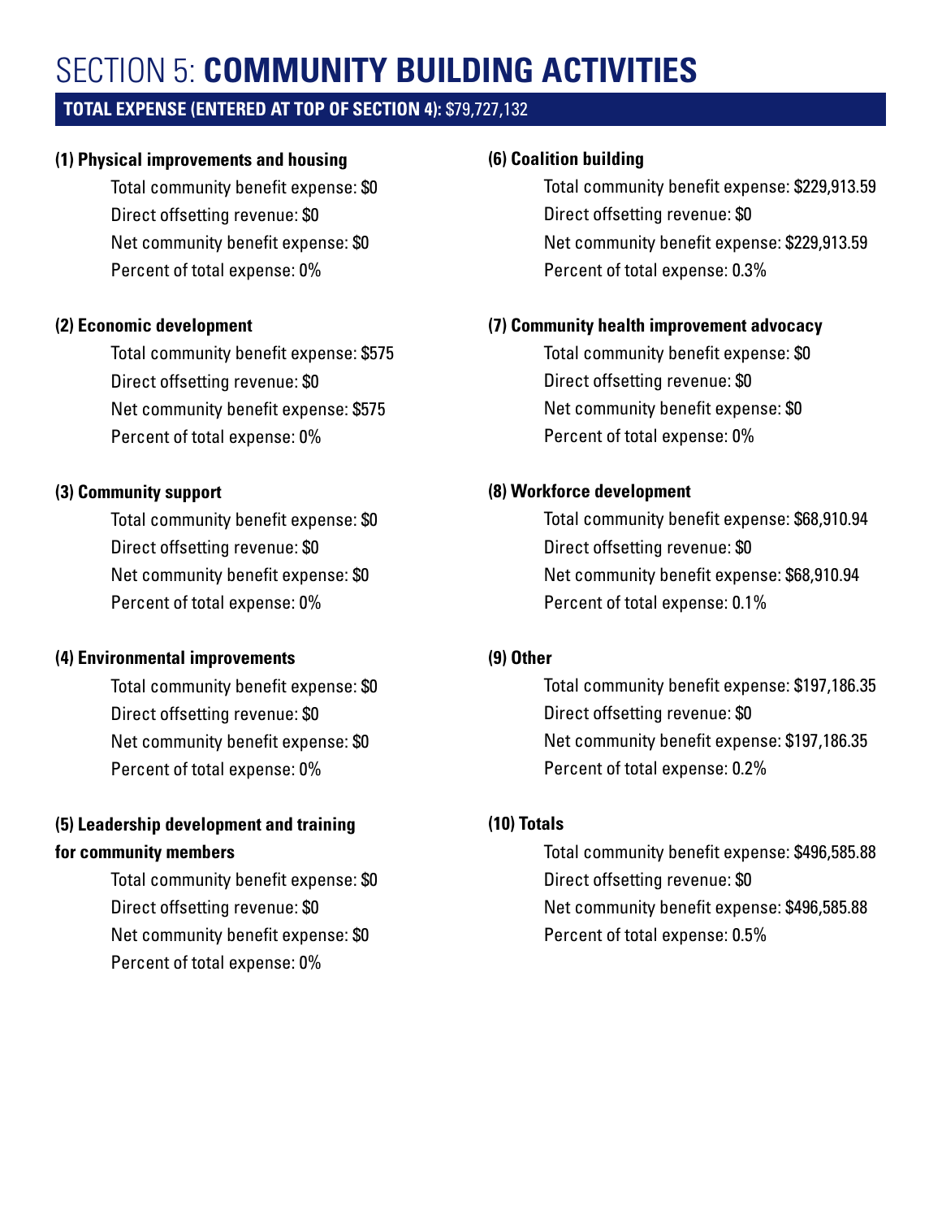# SECTION 5: **COMMUNITY BUILDING ACTIVITIES**

**TOTAL EXPENSE (ENTERED AT TOP OF SECTION 4):** $79,727,132

**(1) Physical improvements and housing**

Total community benefit expense: $0
Direct offsetting revenue: $0
Net community benefit expense: $0
Percent of total expense: 0%

**(2) Economic development**

Total community benefit expense: $575
Direct offsetting revenue: $0
Net community benefit expense: $575
Percent of total expense: 0%

**(3) Community support**

Total community benefit expense: $0
Direct offsetting revenue: $0
Net community benefit expense: $0
Percent of total expense: 0%

**(4) Environmental improvements**

Total community benefit expense: $0
Direct offsetting revenue: $0
Net community benefit expense: $0
Percent of total expense: 0%

**(5) Leadership development and training for community members**

Total community benefit expense: $0
Direct offsetting revenue: $0
Net community benefit expense: $0
Percent of total expense: 0%

**(6) Coalition building**

Total community benefit expense: $229,913.59
Direct offsetting revenue: $0
Net community benefit expense: $229,913.59
Percent of total expense: 0.3%

**(7) Community health improvement advocacy**

Total community benefit expense: $0
Direct offsetting revenue: $0
Net community benefit expense: $0
Percent of total expense: 0%

**(8) Workforce development**

Total community benefit expense: $68,910.94
Direct offsetting revenue: $0
Net community benefit expense: $68,910.94
Percent of total expense: 0.1%

**(9) Other**

Total community benefit expense: $197,186.35
Direct offsetting revenue: $0
Net community benefit expense: $197,186.35
Percent of total expense: 0.2%

**(10) Totals**

Total community benefit expense: $496,585.88
Direct offsetting revenue: $0
Net community benefit expense: $496,585.88
Percent of total expense: 0.5%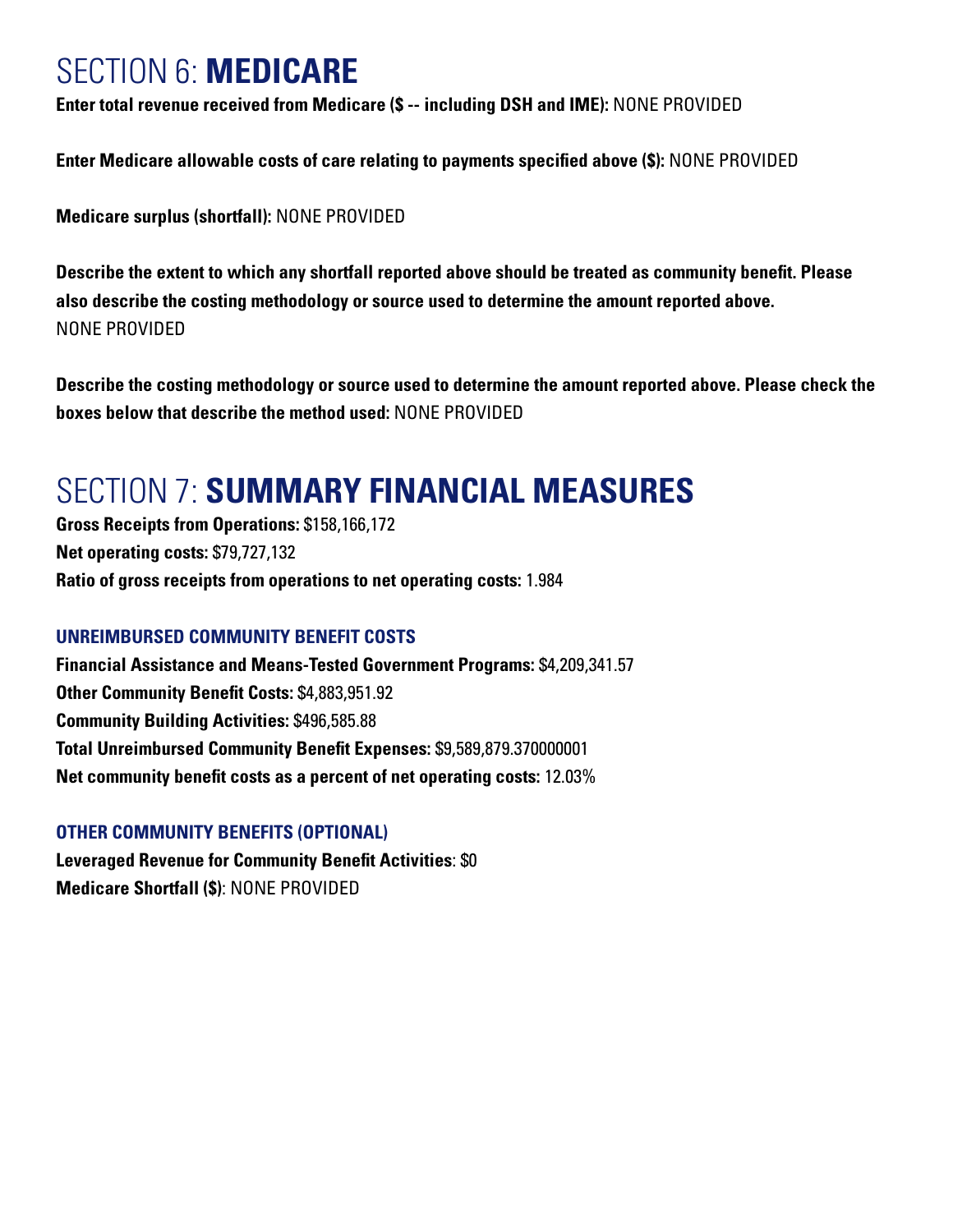# SECTION 6: **MEDICARE**

**Enter total revenue received from Medicare ($ -- including DSH and IME):** NONE PROVIDED

**Enter Medicare allowable costs of care relating to payments specified above ($):** NONE PROVIDED

**Medicare surplus (shortfall):** NONE PROVIDED

**Describe the extent to which any shortfall reported above should be treated as community benefit. Please also describe the costing methodology or source used to determine the amount reported above.**
NONE PROVIDED

**Describe the costing methodology or source used to determine the amount reported above. Please check the boxes below that describe the method used:** NONE PROVIDED

# SECTION 7: **SUMMARY FINANCIAL MEASURES**

**Gross Receipts from Operations:** $158,166,172
**Net operating costs:** $79,727,132
**Ratio of gross receipts from operations to net operating costs:** 1.984

### UNREIMBURSED COMMUNITY BENEFIT COSTS

**Financial Assistance and Means-Tested Government Programs:** $4,209,341.57
**Other Community Benefit Costs:** $4,883,951.92
**Community Building Activities:** $496,585.88
**Total Unreimbursed Community Benefit Expenses:** $9,589,879.370000001
**Net community benefit costs as a percent of net operating costs:** 12.03%

### OTHER COMMUNITY BENEFITS (OPTIONAL)

**Leveraged Revenue for Community Benefit Activities**: $0
**Medicare Shortfall ($)**: NONE PROVIDED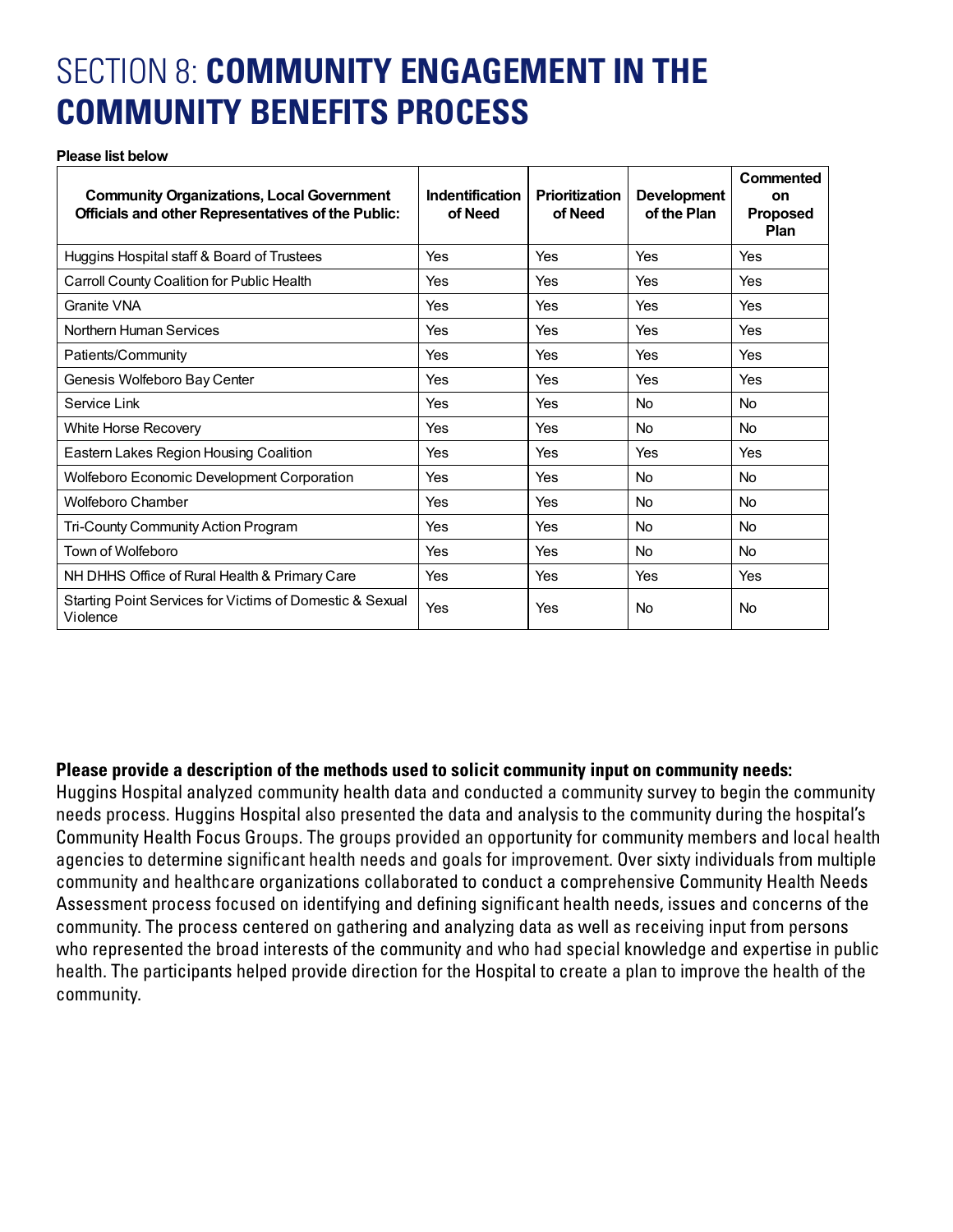# SECTION 8: **COMMUNITY ENGAGEMENT IN THE COMMUNITY BENEFITS PROCESS**

**Please list below**

| Community Organizations, Local Government Officials and other Representatives of the Public: | Indentification of Need | Prioritization of Need | Development of the Plan | Commented on Proposed Plan |
|---|---|---|---|---|
| Huggins Hospital staff & Board of Trustees | Yes | Yes | Yes | Yes |
| Carroll County Coalition for Public Health | Yes | Yes | Yes | Yes |
| Granite VNA | Yes | Yes | Yes | Yes |
| Northern Human Services | Yes | Yes | Yes | Yes |
| Patients/Community | Yes | Yes | Yes | Yes |
| Genesis Wolfeboro Bay Center | Yes | Yes | Yes | Yes |
| Service Link | Yes | Yes | No | No |
| White Horse Recovery | Yes | Yes | No | No |
| Eastern Lakes Region Housing Coalition | Yes | Yes | Yes | Yes |
| Wolfeboro Economic Development Corporation | Yes | Yes | No | No |
| Wolfeboro Chamber | Yes | Yes | No | No |
| Tri-County Community Action Program | Yes | Yes | No | No |
| Town of Wolfeboro | Yes | Yes | No | No |
| NH DHHS Office of Rural Health & Primary Care | Yes | Yes | Yes | Yes |
| Starting Point Services for Victims of Domestic & Sexual Violence | Yes | Yes | No | No |

**Please provide a description of the methods used to solicit community input on community needs:**

Huggins Hospital analyzed community health data and conducted a community survey to begin the community needs process. Huggins Hospital also presented the data and analysis to the community during the hospital's Community Health Focus Groups. The groups provided an opportunity for community members and local health agencies to determine significant health needs and goals for improvement. Over sixty individuals from multiple community and healthcare organizations collaborated to conduct a comprehensive Community Health Needs Assessment process focused on identifying and defining significant health needs, issues and concerns of the community. The process centered on gathering and analyzing data as well as receiving input from persons who represented the broad interests of the community and who had special knowledge and expertise in public health. The participants helped provide direction for the Hospital to create a plan to improve the health of the community.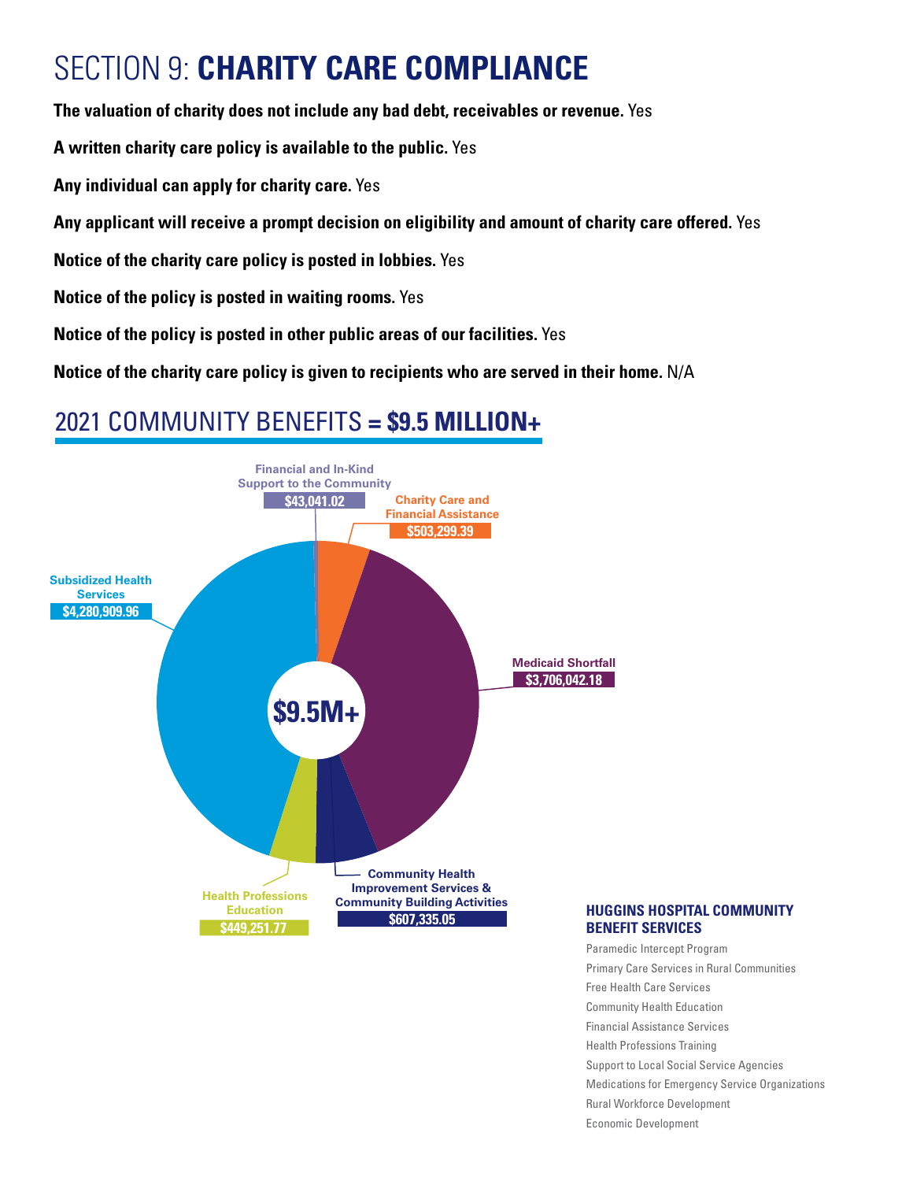# SECTION 9: **CHARITY CARE COMPLIANCE**

**The valuation of charity does not include any bad debt, receivables or revenue.** Yes

**A written charity care policy is available to the public.** Yes

**Any individual can apply for charity care.** Yes

**Any applicant will receive a prompt decision on eligibility and amount of charity care offered.** Yes

**Notice of the charity care policy is posted in lobbies.** Yes

**Notice of the policy is posted in waiting rooms.** Yes

**Notice of the policy is posted in other public areas of our facilities.** Yes

**Notice of the charity care policy is given to recipients who are served in their home.** N/A

## 2021 COMMUNITY BENEFITS = **$9.5 MILLION+**

Financial and In-Kind Support to the Community
$43,041.02

Charity Care and Financial Assistance
$503,299.39

Subsidized Health Services
$4,280,909.96

Medicaid Shortfall
$3,706,042.18

$9.5M+

Health Professions Education
$449,251.77

Community Health Improvement Services & Community Building Activities
$607,335.05

### HUGGINS HOSPITAL COMMUNITY BENEFIT SERVICES

Paramedic Intercept Program
Primary Care Services in Rural Communities
Free Health Care Services
Community Health Education
Financial Assistance Services
Health Professions Training
Support to Local Social Service Agencies
Medications for Emergency Service Organizations
Rural Workforce Development
Economic Development